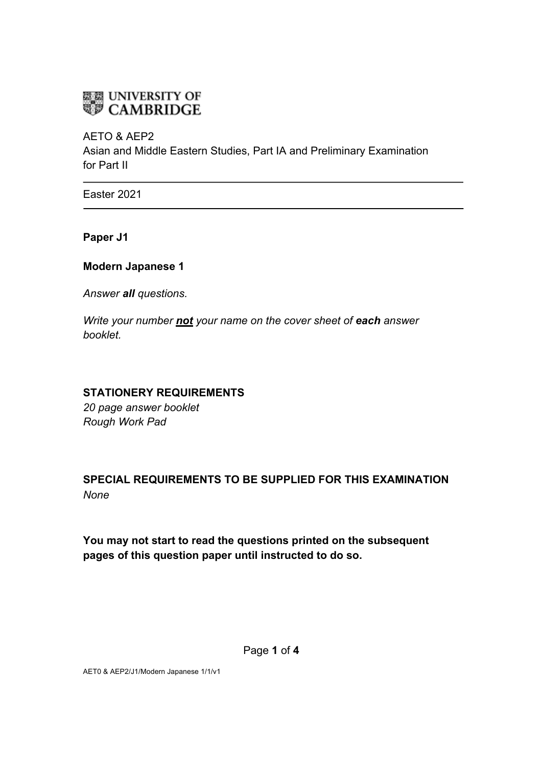UNIVERSITY OF CAMBRIDGE

AETO & AEP2
Asian and Middle Eastern Studies, Part IA and Preliminary Examination for Part II

---

Easter 2021

---

**Paper J1**

**Modern Japanese 1**

*Answer **all** questions.*

*Write your number **not** your name on the cover sheet of **each** answer booklet.*

**STATIONERY REQUIREMENTS**
*20 page answer booklet*
*Rough Work Pad*

**SPECIAL REQUIREMENTS TO BE SUPPLIED FOR THIS EXAMINATION**
*None*

**You may not start to read the questions printed on the subsequent pages of this question paper until instructed to do so.**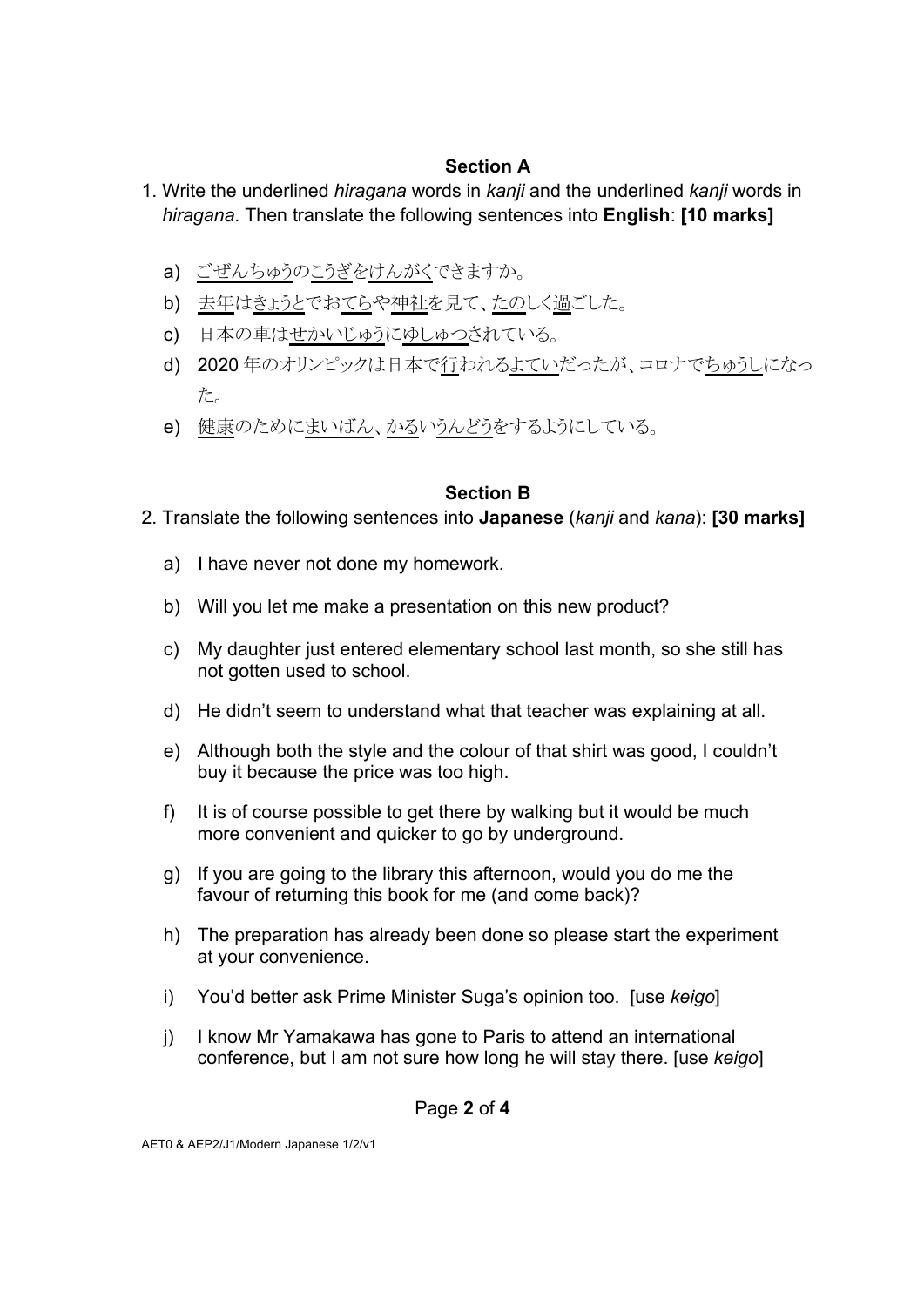## Section A

1. Write the underlined *hiragana* words in *kanji* and the underlined *kanji* words in *hiragana*. Then translate the following sentences into **English**: **[10 marks]**

   a) <u>ごぜんちゅう</u>の<u>こうぎ</u>を<u>けんがく</u>できますか。

   b) <u>去年</u>は<u>きょうと</u>でお<u>てら</u>や<u>神社</u>を見て、<u>たの</u>しく<u>過</u>ごした。

   c) 日本の車は<u>せかいじゅう</u>に<u>ゆしゅつ</u>されている。

   d) 2020 年のオリンピックは日本で<u>行</u>われる<u>よてい</u>だったが、コロナで<u>ちゅうし</u>になった。

   e) <u>健康</u>のために<u>まいばん</u>、<u>かる</u>い<u>うんどう</u>をするようにしている。

## Section B

2. Translate the following sentences into **Japanese** (*kanji* and *kana*): **[30 marks]**

   a) I have never not done my homework.

   b) Will you let me make a presentation on this new product?

   c) My daughter just entered elementary school last month, so she still has not gotten used to school.

   d) He didn't seem to understand what that teacher was explaining at all.

   e) Although both the style and the colour of that shirt was good, I couldn't buy it because the price was too high.

   f) It is of course possible to get there by walking but it would be much more convenient and quicker to go by underground.

   g) If you are going to the library this afternoon, would you do me the favour of returning this book for me (and come back)?

   h) The preparation has already been done so please start the experiment at your convenience.

   i) You'd better ask Prime Minister Suga's opinion too. [use *keigo*]

   j) I know Mr Yamakawa has gone to Paris to attend an international conference, but I am not sure how long he will stay there. [use *keigo*]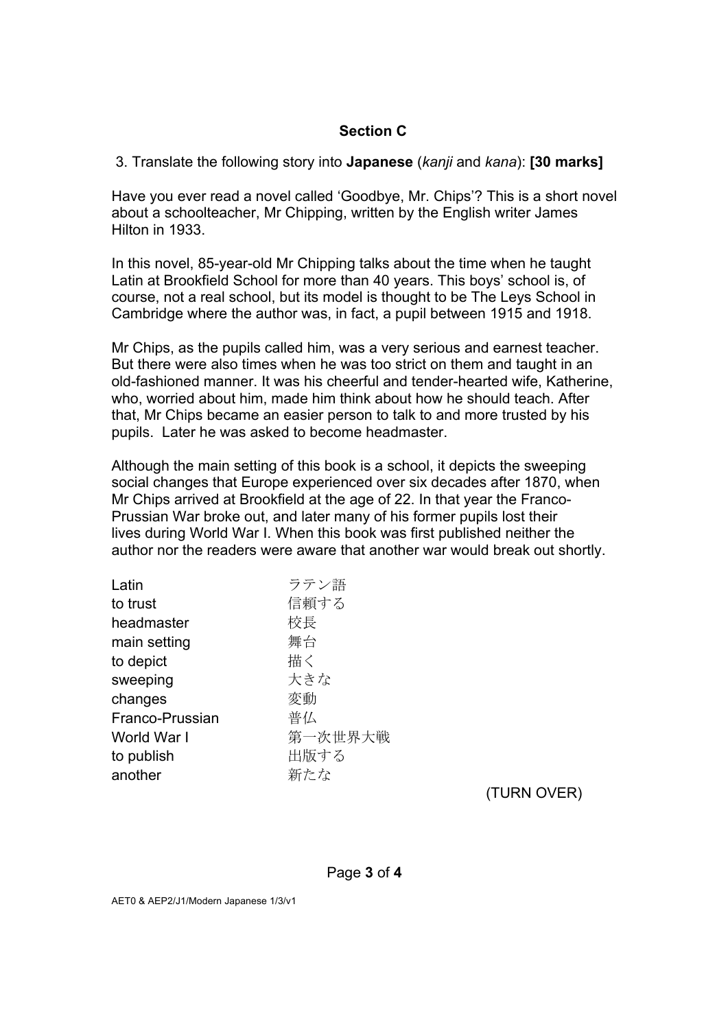## Section C

3. Translate the following story into **Japanese** (*kanji* and *kana*): **[30 marks]**

Have you ever read a novel called 'Goodbye, Mr. Chips'? This is a short novel about a schoolteacher, Mr Chipping, written by the English writer James Hilton in 1933.

In this novel, 85-year-old Mr Chipping talks about the time when he taught Latin at Brookfield School for more than 40 years. This boys' school is, of course, not a real school, but its model is thought to be The Leys School in Cambridge where the author was, in fact, a pupil between 1915 and 1918.

Mr Chips, as the pupils called him, was a very serious and earnest teacher. But there were also times when he was too strict on them and taught in an old-fashioned manner. It was his cheerful and tender-hearted wife, Katherine, who, worried about him, made him think about how he should teach. After that, Mr Chips became an easier person to talk to and more trusted by his pupils. Later he was asked to become headmaster.

Although the main setting of this book is a school, it depicts the sweeping social changes that Europe experienced over six decades after 1870, when Mr Chips arrived at Brookfield at the age of 22. In that year the Franco-Prussian War broke out, and later many of his former pupils lost their lives during World War I. When this book was first published neither the author nor the readers were aware that another war would break out shortly.

| | |
|---|---|
| Latin | ラテン語 |
| to trust | 信頼する |
| headmaster | 校長 |
| main setting | 舞台 |
| to depict | 描く |
| sweeping | 大きな |
| changes | 変動 |
| Franco-Prussian | 普仏 |
| World War I | 第一次世界大戦 |
| to publish | 出版する |
| another | 新たな |

(TURN OVER)

AET0 & AEP2/J1/Modern Japanese 1/3/v1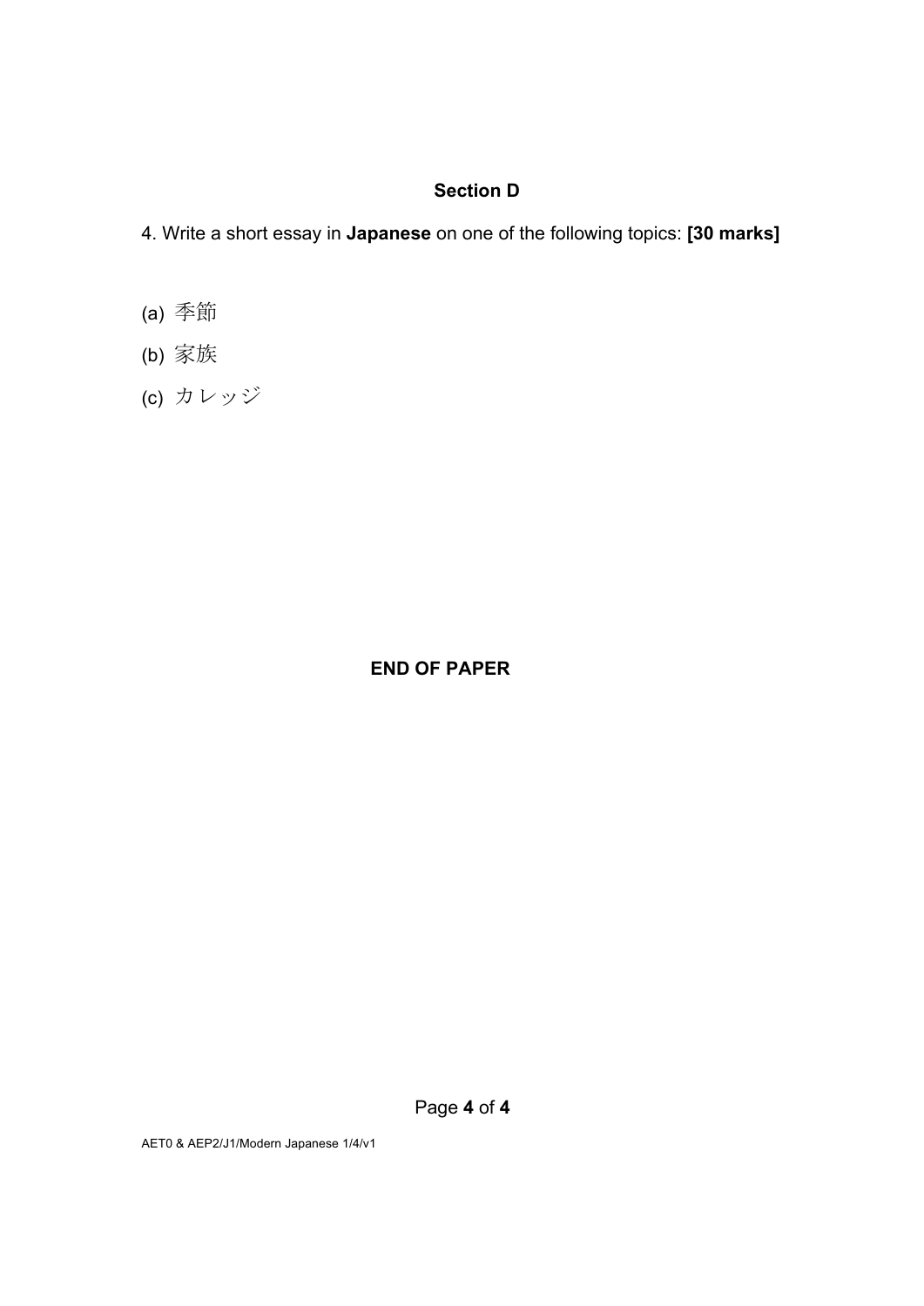## Section D

4. Write a short essay in **Japanese** on one of the following topics: **[30 marks]**

(a) 季節

(b) 家族

(c) カレッジ

**END OF PAPER**